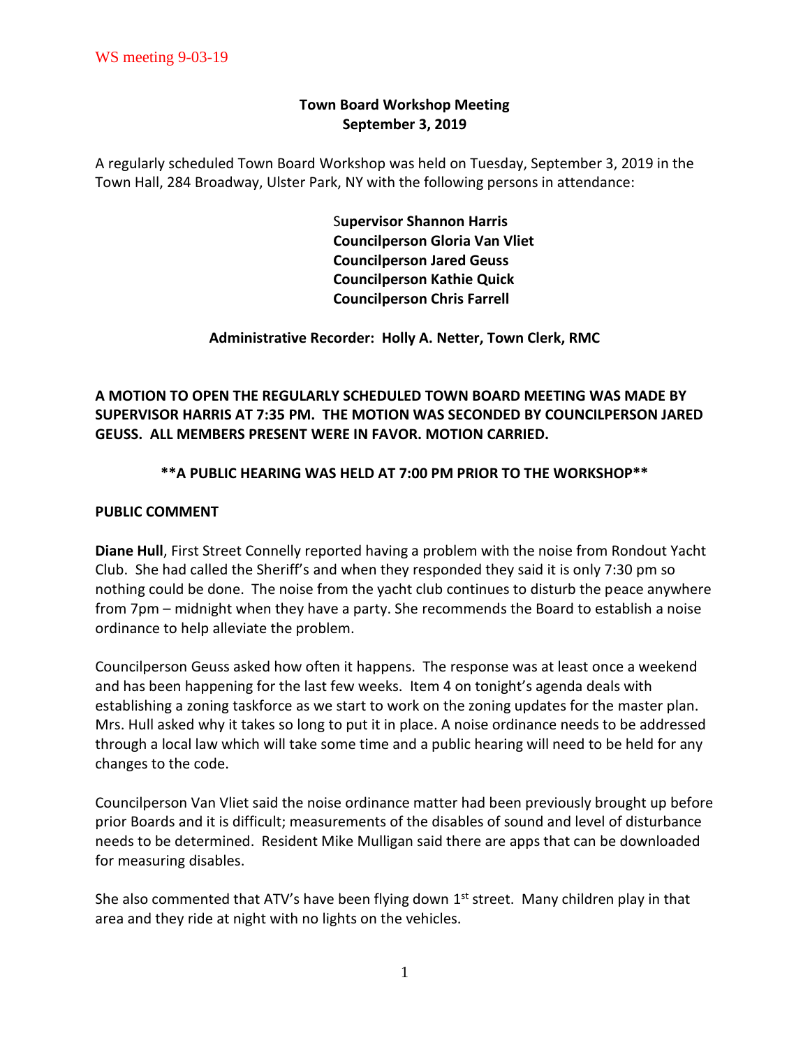WS meeting 9-03-19

# Town Board Workshop Meeting
## September 3, 2019

A regularly scheduled Town Board Workshop was held on Tuesday, September 3, 2019 in the Town Hall, 284 Broadway, Ulster Park, NY with the following persons in attendance:

**Supervisor Shannon Harris**
**Councilperson Gloria Van Vliet**
**Councilperson Jared Geuss**
**Councilperson Kathie Quick**
**Councilperson Chris Farrell**

**Administrative Recorder: Holly A. Netter, Town Clerk, RMC**

**A MOTION TO OPEN THE REGULARLY SCHEDULED TOWN BOARD MEETING WAS MADE BY SUPERVISOR HARRIS AT 7:35 PM. THE MOTION WAS SECONDED BY COUNCILPERSON JARED GEUSS. ALL MEMBERS PRESENT WERE IN FAVOR. MOTION CARRIED.**

**\*\*A PUBLIC HEARING WAS HELD AT 7:00 PM PRIOR TO THE WORKSHOP\*\***

**PUBLIC COMMENT**

**Diane Hull**, First Street Connelly reported having a problem with the noise from Rondout Yacht Club. She had called the Sheriff's and when they responded they said it is only 7:30 pm so nothing could be done. The noise from the yacht club continues to disturb the peace anywhere from 7pm – midnight when they have a party. She recommends the Board to establish a noise ordinance to help alleviate the problem.

Councilperson Geuss asked how often it happens. The response was at least once a weekend and has been happening for the last few weeks. Item 4 on tonight's agenda deals with establishing a zoning taskforce as we start to work on the zoning updates for the master plan. Mrs. Hull asked why it takes so long to put it in place. A noise ordinance needs to be addressed through a local law which will take some time and a public hearing will need to be held for any changes to the code.

Councilperson Van Vliet said the noise ordinance matter had been previously brought up before prior Boards and it is difficult; measurements of the disables of sound and level of disturbance needs to be determined. Resident Mike Mulligan said there are apps that can be downloaded for measuring disables.

She also commented that ATV's have been flying down 1st street. Many children play in that area and they ride at night with no lights on the vehicles.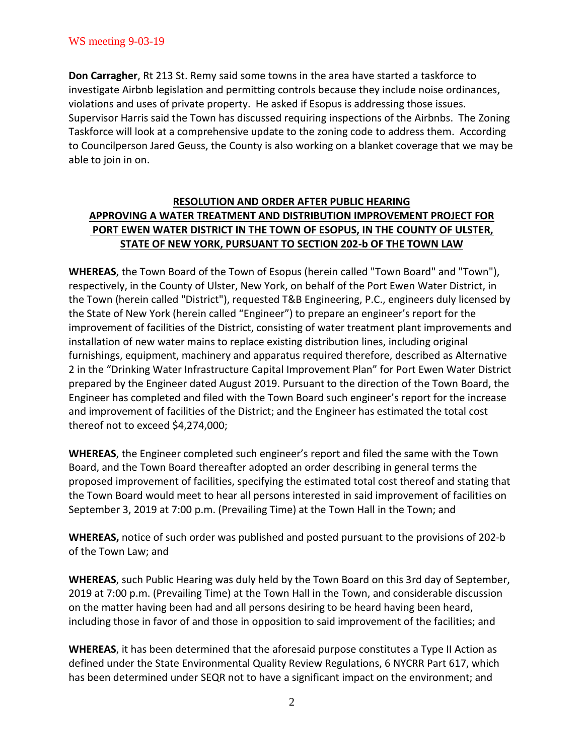**Don Carragher**, Rt 213 St. Remy said some towns in the area have started a taskforce to investigate Airbnb legislation and permitting controls because they include noise ordinances, violations and uses of private property. He asked if Esopus is addressing those issues. Supervisor Harris said the Town has discussed requiring inspections of the Airbnbs. The Zoning Taskforce will look at a comprehensive update to the zoning code to address them. According to Councilperson Jared Geuss, the County is also working on a blanket coverage that we may be able to join in on.

**RESOLUTION AND ORDER AFTER PUBLIC HEARING APPROVING A WATER TREATMENT AND DISTRIBUTION IMPROVEMENT PROJECT FOR PORT EWEN WATER DISTRICT IN THE TOWN OF ESOPUS, IN THE COUNTY OF ULSTER, STATE OF NEW YORK, PURSUANT TO SECTION 202-b OF THE TOWN LAW**

**WHEREAS**, the Town Board of the Town of Esopus (herein called "Town Board" and "Town"), respectively, in the County of Ulster, New York, on behalf of the Port Ewen Water District, in the Town (herein called "District"), requested T&B Engineering, P.C., engineers duly licensed by the State of New York (herein called "Engineer") to prepare an engineer's report for the improvement of facilities of the District, consisting of water treatment plant improvements and installation of new water mains to replace existing distribution lines, including original furnishings, equipment, machinery and apparatus required therefore, described as Alternative 2 in the "Drinking Water Infrastructure Capital Improvement Plan" for Port Ewen Water District prepared by the Engineer dated August 2019. Pursuant to the direction of the Town Board, the Engineer has completed and filed with the Town Board such engineer's report for the increase and improvement of facilities of the District; and the Engineer has estimated the total cost thereof not to exceed $4,274,000;

**WHEREAS**, the Engineer completed such engineer's report and filed the same with the Town Board, and the Town Board thereafter adopted an order describing in general terms the proposed improvement of facilities, specifying the estimated total cost thereof and stating that the Town Board would meet to hear all persons interested in said improvement of facilities on September 3, 2019 at 7:00 p.m. (Prevailing Time) at the Town Hall in the Town; and

**WHEREAS,** notice of such order was published and posted pursuant to the provisions of 202-b of the Town Law; and

**WHEREAS**, such Public Hearing was duly held by the Town Board on this 3rd day of September, 2019 at 7:00 p.m. (Prevailing Time) at the Town Hall in the Town, and considerable discussion on the matter having been had and all persons desiring to be heard having been heard, including those in favor of and those in opposition to said improvement of the facilities; and

**WHEREAS**, it has been determined that the aforesaid purpose constitutes a Type II Action as defined under the State Environmental Quality Review Regulations, 6 NYCRR Part 617, which has been determined under SEQR not to have a significant impact on the environment; and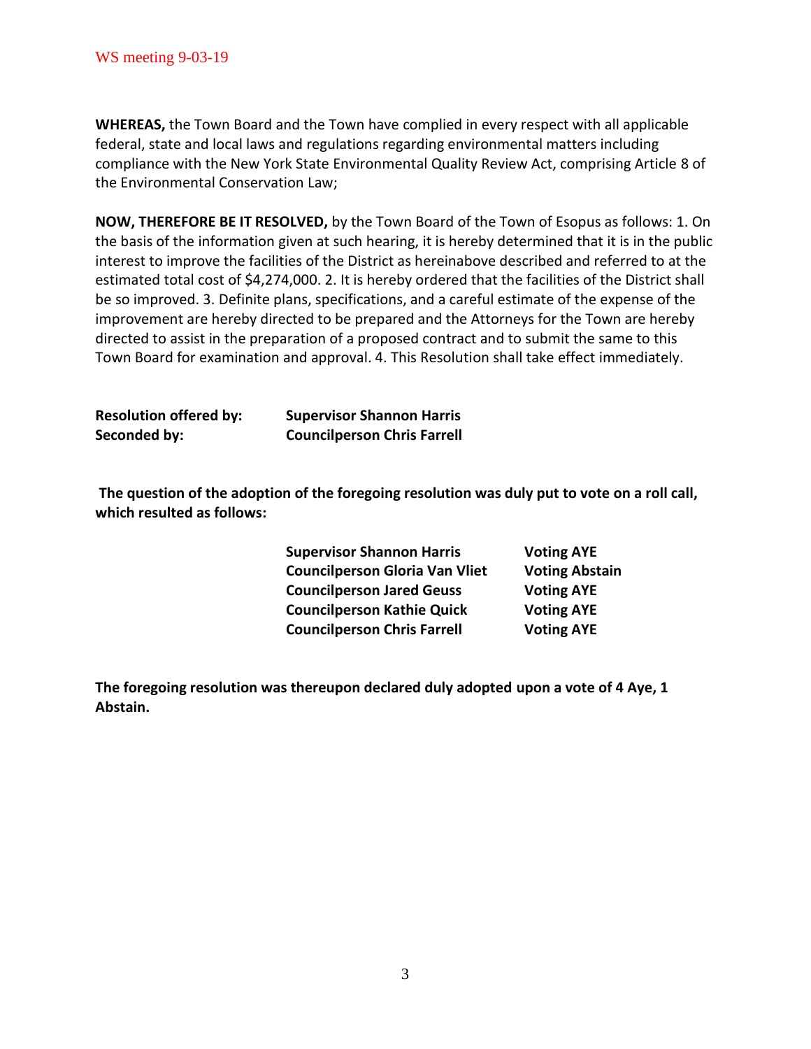**WHEREAS,** the Town Board and the Town have complied in every respect with all applicable federal, state and local laws and regulations regarding environmental matters including compliance with the New York State Environmental Quality Review Act, comprising Article 8 of the Environmental Conservation Law;

**NOW, THEREFORE BE IT RESOLVED,** by the Town Board of the Town of Esopus as follows: 1. On the basis of the information given at such hearing, it is hereby determined that it is in the public interest to improve the facilities of the District as hereinabove described and referred to at the estimated total cost of $4,274,000. 2. It is hereby ordered that the facilities of the District shall be so improved. 3. Definite plans, specifications, and a careful estimate of the expense of the improvement are hereby directed to be prepared and the Attorneys for the Town are hereby directed to assist in the preparation of a proposed contract and to submit the same to this Town Board for examination and approval. 4. This Resolution shall take effect immediately.

**Resolution offered by:** **Supervisor Shannon Harris**
**Seconded by:** **Councilperson Chris Farrell**

**The question of the adoption of the foregoing resolution was duly put to vote on a roll call, which resulted as follows:**

| | |
|---|---|
| **Supervisor Shannon Harris** | **Voting AYE** |
| **Councilperson Gloria Van Vliet** | **Voting Abstain** |
| **Councilperson Jared Geuss** | **Voting AYE** |
| **Councilperson Kathie Quick** | **Voting AYE** |
| **Councilperson Chris Farrell** | **Voting AYE** |

**The foregoing resolution was thereupon declared duly adopted upon a vote of 4 Aye, 1 Abstain.**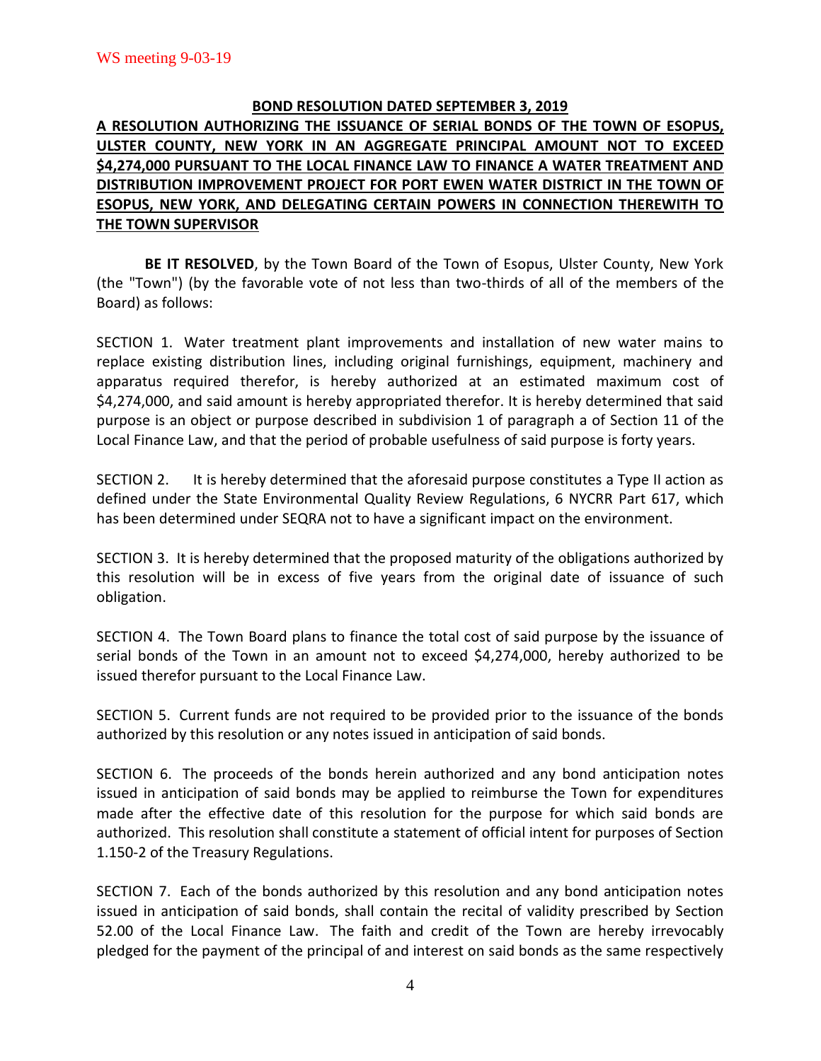WS meeting 9-03-19

**BOND RESOLUTION DATED SEPTEMBER 3, 2019**

**A RESOLUTION AUTHORIZING THE ISSUANCE OF SERIAL BONDS OF THE TOWN OF ESOPUS, ULSTER COUNTY, NEW YORK IN AN AGGREGATE PRINCIPAL AMOUNT NOT TO EXCEED $4,274,000 PURSUANT TO THE LOCAL FINANCE LAW TO FINANCE A WATER TREATMENT AND DISTRIBUTION IMPROVEMENT PROJECT FOR PORT EWEN WATER DISTRICT IN THE TOWN OF ESOPUS, NEW YORK, AND DELEGATING CERTAIN POWERS IN CONNECTION THEREWITH TO THE TOWN SUPERVISOR**

**BE IT RESOLVED**, by the Town Board of the Town of Esopus, Ulster County, New York (the "Town") (by the favorable vote of not less than two-thirds of all of the members of the Board) as follows:

SECTION 1. Water treatment plant improvements and installation of new water mains to replace existing distribution lines, including original furnishings, equipment, machinery and apparatus required therefor, is hereby authorized at an estimated maximum cost of $4,274,000, and said amount is hereby appropriated therefor. It is hereby determined that said purpose is an object or purpose described in subdivision 1 of paragraph a of Section 11 of the Local Finance Law, and that the period of probable usefulness of said purpose is forty years.

SECTION 2. It is hereby determined that the aforesaid purpose constitutes a Type II action as defined under the State Environmental Quality Review Regulations, 6 NYCRR Part 617, which has been determined under SEQRA not to have a significant impact on the environment.

SECTION 3. It is hereby determined that the proposed maturity of the obligations authorized by this resolution will be in excess of five years from the original date of issuance of such obligation.

SECTION 4. The Town Board plans to finance the total cost of said purpose by the issuance of serial bonds of the Town in an amount not to exceed $4,274,000, hereby authorized to be issued therefor pursuant to the Local Finance Law.

SECTION 5. Current funds are not required to be provided prior to the issuance of the bonds authorized by this resolution or any notes issued in anticipation of said bonds.

SECTION 6. The proceeds of the bonds herein authorized and any bond anticipation notes issued in anticipation of said bonds may be applied to reimburse the Town for expenditures made after the effective date of this resolution for the purpose for which said bonds are authorized. This resolution shall constitute a statement of official intent for purposes of Section 1.150-2 of the Treasury Regulations.

SECTION 7. Each of the bonds authorized by this resolution and any bond anticipation notes issued in anticipation of said bonds, shall contain the recital of validity prescribed by Section 52.00 of the Local Finance Law. The faith and credit of the Town are hereby irrevocably pledged for the payment of the principal of and interest on said bonds as the same respectively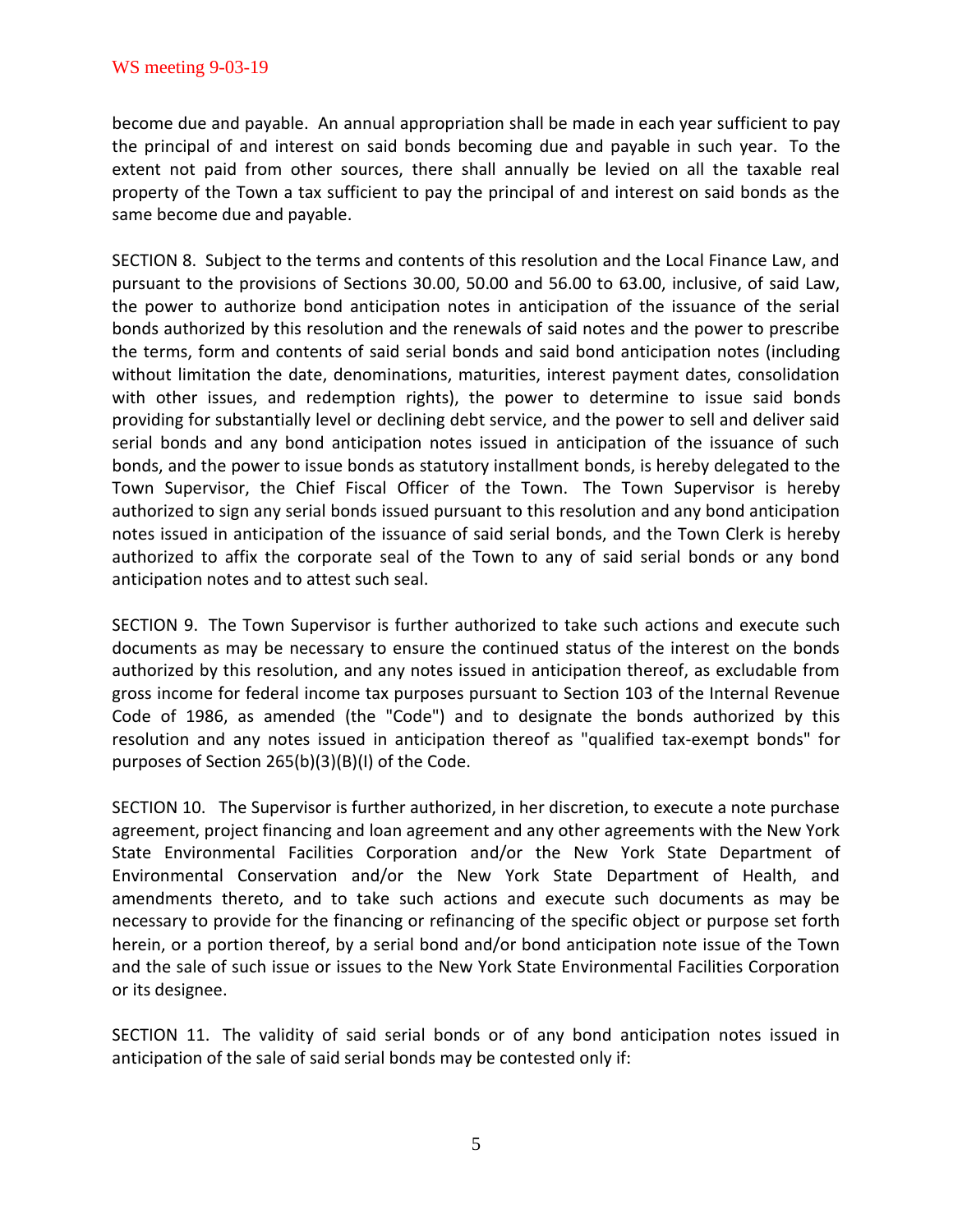become due and payable. An annual appropriation shall be made in each year sufficient to pay the principal of and interest on said bonds becoming due and payable in such year. To the extent not paid from other sources, there shall annually be levied on all the taxable real property of the Town a tax sufficient to pay the principal of and interest on said bonds as the same become due and payable.

SECTION 8. Subject to the terms and contents of this resolution and the Local Finance Law, and pursuant to the provisions of Sections 30.00, 50.00 and 56.00 to 63.00, inclusive, of said Law, the power to authorize bond anticipation notes in anticipation of the issuance of the serial bonds authorized by this resolution and the renewals of said notes and the power to prescribe the terms, form and contents of said serial bonds and said bond anticipation notes (including without limitation the date, denominations, maturities, interest payment dates, consolidation with other issues, and redemption rights), the power to determine to issue said bonds providing for substantially level or declining debt service, and the power to sell and deliver said serial bonds and any bond anticipation notes issued in anticipation of the issuance of such bonds, and the power to issue bonds as statutory installment bonds, is hereby delegated to the Town Supervisor, the Chief Fiscal Officer of the Town. The Town Supervisor is hereby authorized to sign any serial bonds issued pursuant to this resolution and any bond anticipation notes issued in anticipation of the issuance of said serial bonds, and the Town Clerk is hereby authorized to affix the corporate seal of the Town to any of said serial bonds or any bond anticipation notes and to attest such seal.

SECTION 9. The Town Supervisor is further authorized to take such actions and execute such documents as may be necessary to ensure the continued status of the interest on the bonds authorized by this resolution, and any notes issued in anticipation thereof, as excludable from gross income for federal income tax purposes pursuant to Section 103 of the Internal Revenue Code of 1986, as amended (the "Code") and to designate the bonds authorized by this resolution and any notes issued in anticipation thereof as "qualified tax-exempt bonds" for purposes of Section 265(b)(3)(B)(I) of the Code.

SECTION 10. The Supervisor is further authorized, in her discretion, to execute a note purchase agreement, project financing and loan agreement and any other agreements with the New York State Environmental Facilities Corporation and/or the New York State Department of Environmental Conservation and/or the New York State Department of Health, and amendments thereto, and to take such actions and execute such documents as may be necessary to provide for the financing or refinancing of the specific object or purpose set forth herein, or a portion thereof, by a serial bond and/or bond anticipation note issue of the Town and the sale of such issue or issues to the New York State Environmental Facilities Corporation or its designee.

SECTION 11. The validity of said serial bonds or of any bond anticipation notes issued in anticipation of the sale of said serial bonds may be contested only if: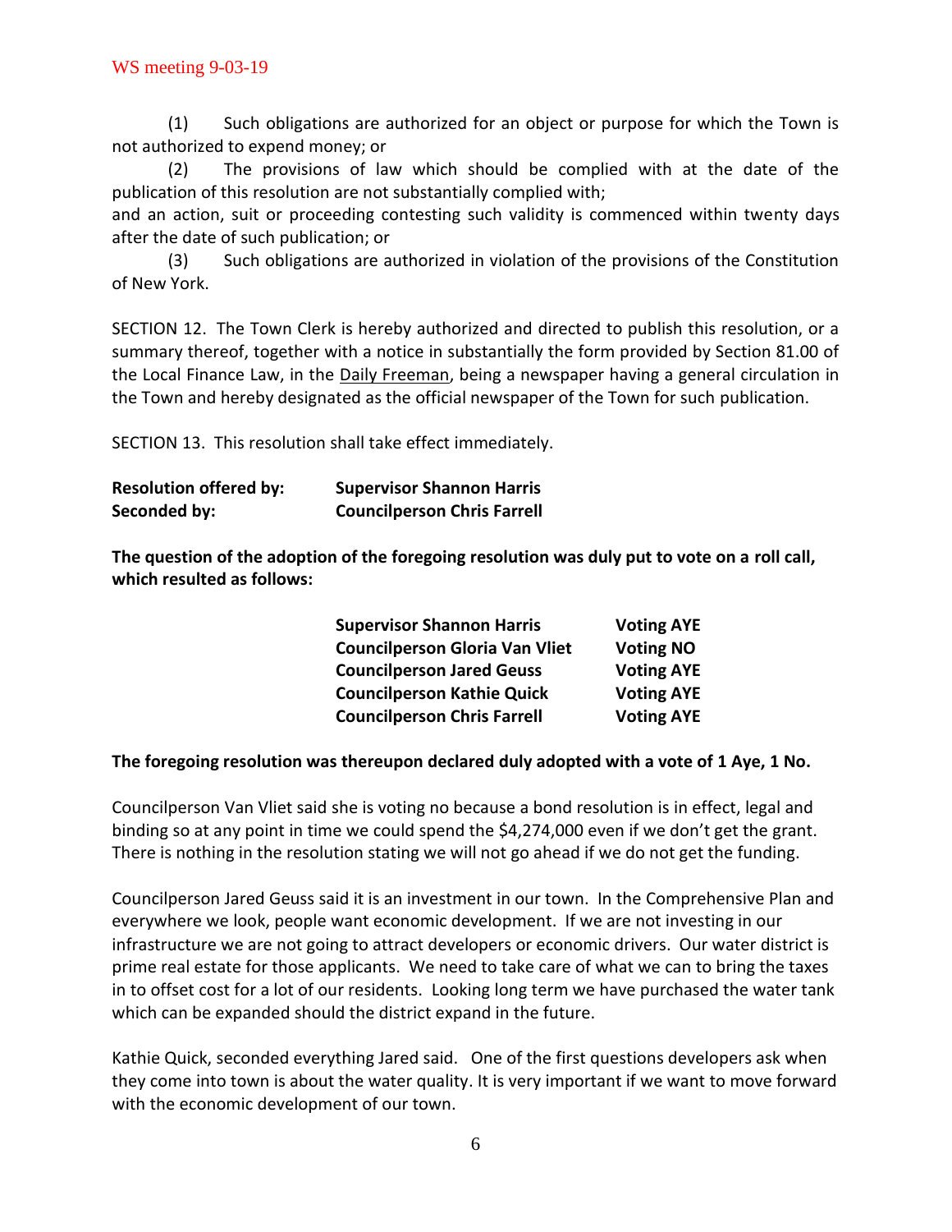(1) Such obligations are authorized for an object or purpose for which the Town is not authorized to expend money; or

(2) The provisions of law which should be complied with at the date of the publication of this resolution are not substantially complied with;

and an action, suit or proceeding contesting such validity is commenced within twenty days after the date of such publication; or

(3) Such obligations are authorized in violation of the provisions of the Constitution of New York.

SECTION 12. The Town Clerk is hereby authorized and directed to publish this resolution, or a summary thereof, together with a notice in substantially the form provided by Section 81.00 of the Local Finance Law, in the Daily Freeman, being a newspaper having a general circulation in the Town and hereby designated as the official newspaper of the Town for such publication.

SECTION 13. This resolution shall take effect immediately.

**Resolution offered by:** **Supervisor Shannon Harris**
**Seconded by:** **Councilperson Chris Farrell**

**The question of the adoption of the foregoing resolution was duly put to vote on a roll call, which resulted as follows:**

| | |
|---|---|
| **Supervisor Shannon Harris** | **Voting AYE** |
| **Councilperson Gloria Van Vliet** | **Voting NO** |
| **Councilperson Jared Geuss** | **Voting AYE** |
| **Councilperson Kathie Quick** | **Voting AYE** |
| **Councilperson Chris Farrell** | **Voting AYE** |

**The foregoing resolution was thereupon declared duly adopted with a vote of 1 Aye, 1 No.**

Councilperson Van Vliet said she is voting no because a bond resolution is in effect, legal and binding so at any point in time we could spend the $4,274,000 even if we don't get the grant. There is nothing in the resolution stating we will not go ahead if we do not get the funding.

Councilperson Jared Geuss said it is an investment in our town. In the Comprehensive Plan and everywhere we look, people want economic development. If we are not investing in our infrastructure we are not going to attract developers or economic drivers. Our water district is prime real estate for those applicants. We need to take care of what we can to bring the taxes in to offset cost for a lot of our residents. Looking long term we have purchased the water tank which can be expanded should the district expand in the future.

Kathie Quick, seconded everything Jared said. One of the first questions developers ask when they come into town is about the water quality. It is very important if we want to move forward with the economic development of our town.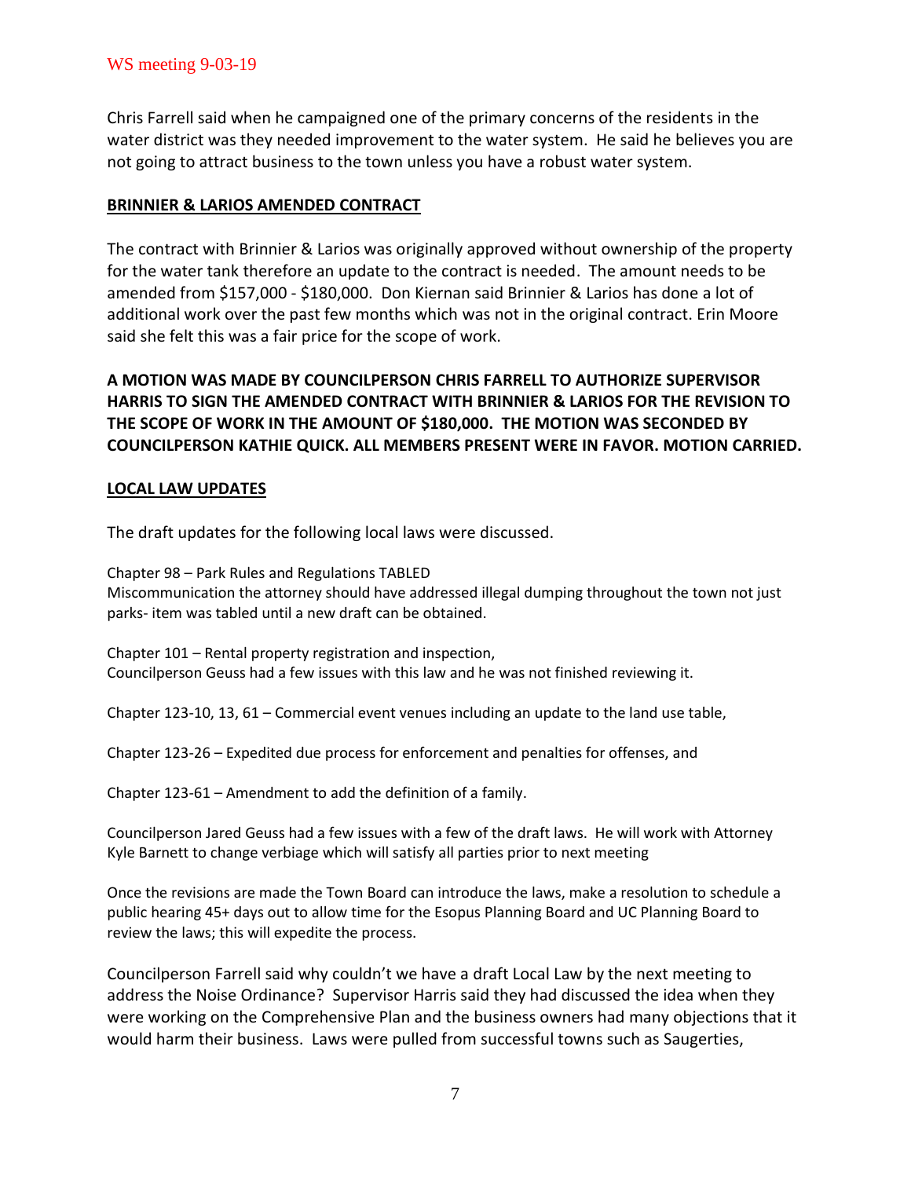Chris Farrell said when he campaigned one of the primary concerns of the residents in the water district was they needed improvement to the water system. He said he believes you are not going to attract business to the town unless you have a robust water system.

## BRINNIER & LARIOS AMENDED CONTRACT

The contract with Brinnier & Larios was originally approved without ownership of the property for the water tank therefore an update to the contract is needed. The amount needs to be amended from $157,000 - $180,000. Don Kiernan said Brinnier & Larios has done a lot of additional work over the past few months which was not in the original contract. Erin Moore said she felt this was a fair price for the scope of work.

**A MOTION WAS MADE BY COUNCILPERSON CHRIS FARRELL TO AUTHORIZE SUPERVISOR HARRIS TO SIGN THE AMENDED CONTRACT WITH BRINNIER & LARIOS FOR THE REVISION TO THE SCOPE OF WORK IN THE AMOUNT OF $180,000. THE MOTION WAS SECONDED BY COUNCILPERSON KATHIE QUICK. ALL MEMBERS PRESENT WERE IN FAVOR. MOTION CARRIED.**

## LOCAL LAW UPDATES

The draft updates for the following local laws were discussed.

Chapter 98 – Park Rules and Regulations TABLED
Miscommunication the attorney should have addressed illegal dumping throughout the town not just parks- item was tabled until a new draft can be obtained.

Chapter 101 – Rental property registration and inspection,
Councilperson Geuss had a few issues with this law and he was not finished reviewing it.

Chapter 123-10, 13, 61 – Commercial event venues including an update to the land use table,

Chapter 123-26 – Expedited due process for enforcement and penalties for offenses, and

Chapter 123-61 – Amendment to add the definition of a family.

Councilperson Jared Geuss had a few issues with a few of the draft laws. He will work with Attorney Kyle Barnett to change verbiage which will satisfy all parties prior to next meeting

Once the revisions are made the Town Board can introduce the laws, make a resolution to schedule a public hearing 45+ days out to allow time for the Esopus Planning Board and UC Planning Board to review the laws; this will expedite the process.

Councilperson Farrell said why couldn't we have a draft Local Law by the next meeting to address the Noise Ordinance? Supervisor Harris said they had discussed the idea when they were working on the Comprehensive Plan and the business owners had many objections that it would harm their business. Laws were pulled from successful towns such as Saugerties,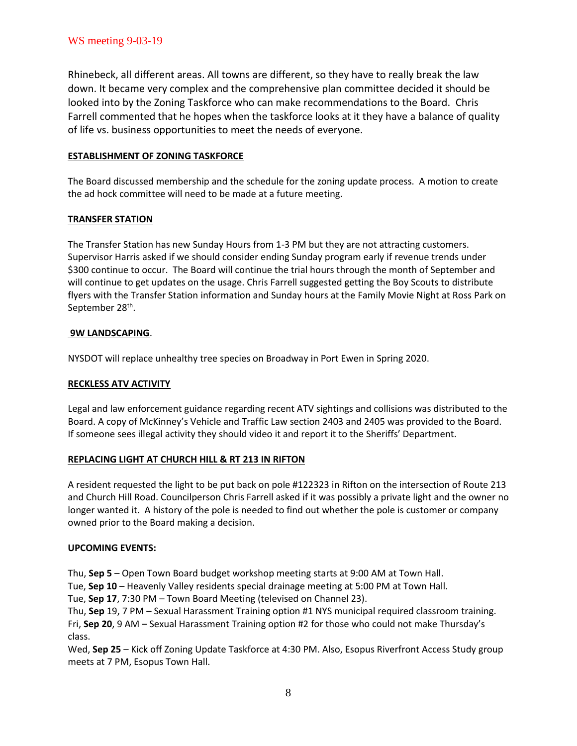Rhinebeck, all different areas. All towns are different, so they have to really break the law down. It became very complex and the comprehensive plan committee decided it should be looked into by the Zoning Taskforce who can make recommendations to the Board. Chris Farrell commented that he hopes when the taskforce looks at it they have a balance of quality of life vs. business opportunities to meet the needs of everyone.

**ESTABLISHMENT OF ZONING TASKFORCE**

The Board discussed membership and the schedule for the zoning update process. A motion to create the ad hock committee will need to be made at a future meeting.

**TRANSFER STATION**

The Transfer Station has new Sunday Hours from 1-3 PM but they are not attracting customers. Supervisor Harris asked if we should consider ending Sunday program early if revenue trends under $300 continue to occur. The Board will continue the trial hours through the month of September and will continue to get updates on the usage. Chris Farrell suggested getting the Boy Scouts to distribute flyers with the Transfer Station information and Sunday hours at the Family Movie Night at Ross Park on September 28th.

**9W LANDSCAPING**.

NYSDOT will replace unhealthy tree species on Broadway in Port Ewen in Spring 2020.

**RECKLESS ATV ACTIVITY**

Legal and law enforcement guidance regarding recent ATV sightings and collisions was distributed to the Board. A copy of McKinney's Vehicle and Traffic Law section 2403 and 2405 was provided to the Board. If someone sees illegal activity they should video it and report it to the Sheriffs' Department.

**REPLACING LIGHT AT CHURCH HILL & RT 213 IN RIFTON**

A resident requested the light to be put back on pole #122323 in Rifton on the intersection of Route 213 and Church Hill Road. Councilperson Chris Farrell asked if it was possibly a private light and the owner no longer wanted it. A history of the pole is needed to find out whether the pole is customer or company owned prior to the Board making a decision.

**UPCOMING EVENTS:**

Thu, **Sep 5** – Open Town Board budget workshop meeting starts at 9:00 AM at Town Hall.
Tue, **Sep 10** – Heavenly Valley residents special drainage meeting at 5:00 PM at Town Hall.
Tue, **Sep 17**, 7:30 PM – Town Board Meeting (televised on Channel 23).
Thu, **Sep** 19, 7 PM – Sexual Harassment Training option #1 NYS municipal required classroom training.
Fri, **Sep 20**, 9 AM – Sexual Harassment Training option #2 for those who could not make Thursday's class.
Wed, **Sep 25** – Kick off Zoning Update Taskforce at 4:30 PM. Also, Esopus Riverfront Access Study group meets at 7 PM, Esopus Town Hall.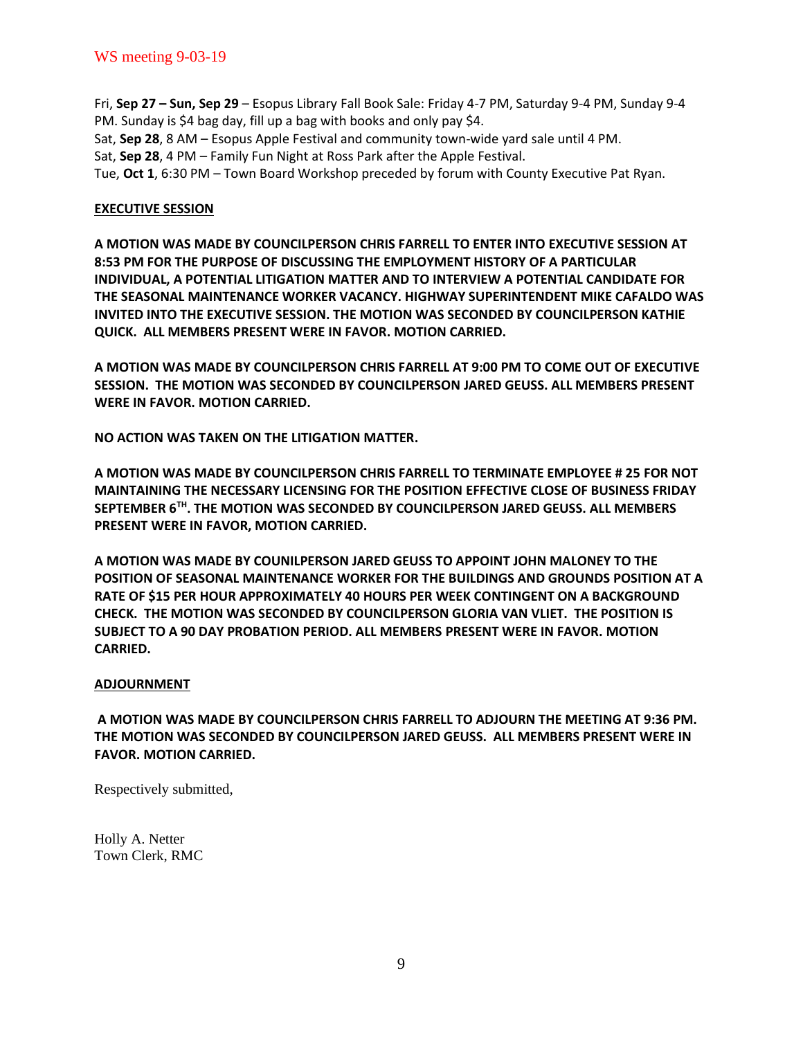Fri, **Sep 27 – Sun, Sep 29** – Esopus Library Fall Book Sale: Friday 4-7 PM, Saturday 9-4 PM, Sunday 9-4 PM. Sunday is $4 bag day, fill up a bag with books and only pay $4.
Sat, **Sep 28**, 8 AM – Esopus Apple Festival and community town-wide yard sale until 4 PM.
Sat, **Sep 28**, 4 PM – Family Fun Night at Ross Park after the Apple Festival.
Tue, **Oct 1**, 6:30 PM – Town Board Workshop preceded by forum with County Executive Pat Ryan.

**EXECUTIVE SESSION**

**A MOTION WAS MADE BY COUNCILPERSON CHRIS FARRELL TO ENTER INTO EXECUTIVE SESSION AT 8:53 PM FOR THE PURPOSE OF DISCUSSING THE EMPLOYMENT HISTORY OF A PARTICULAR INDIVIDUAL, A POTENTIAL LITIGATION MATTER AND TO INTERVIEW A POTENTIAL CANDIDATE FOR THE SEASONAL MAINTENANCE WORKER VACANCY. HIGHWAY SUPERINTENDENT MIKE CAFALDO WAS INVITED INTO THE EXECUTIVE SESSION. THE MOTION WAS SECONDED BY COUNCILPERSON KATHIE QUICK. ALL MEMBERS PRESENT WERE IN FAVOR. MOTION CARRIED.**

**A MOTION WAS MADE BY COUNCILPERSON CHRIS FARRELL AT 9:00 PM TO COME OUT OF EXECUTIVE SESSION. THE MOTION WAS SECONDED BY COUNCILPERSON JARED GEUSS. ALL MEMBERS PRESENT WERE IN FAVOR. MOTION CARRIED.**

**NO ACTION WAS TAKEN ON THE LITIGATION MATTER.**

**A MOTION WAS MADE BY COUNCILPERSON CHRIS FARRELL TO TERMINATE EMPLOYEE # 25 FOR NOT MAINTAINING THE NECESSARY LICENSING FOR THE POSITION EFFECTIVE CLOSE OF BUSINESS FRIDAY SEPTEMBER 6TH. THE MOTION WAS SECONDED BY COUNCILPERSON JARED GEUSS. ALL MEMBERS PRESENT WERE IN FAVOR, MOTION CARRIED.**

**A MOTION WAS MADE BY COUNILPERSON JARED GEUSS TO APPOINT JOHN MALONEY TO THE POSITION OF SEASONAL MAINTENANCE WORKER FOR THE BUILDINGS AND GROUNDS POSITION AT A RATE OF $15 PER HOUR APPROXIMATELY 40 HOURS PER WEEK CONTINGENT ON A BACKGROUND CHECK. THE MOTION WAS SECONDED BY COUNCILPERSON GLORIA VAN VLIET. THE POSITION IS SUBJECT TO A 90 DAY PROBATION PERIOD. ALL MEMBERS PRESENT WERE IN FAVOR. MOTION CARRIED.**

**ADJOURNMENT**

**A MOTION WAS MADE BY COUNCILPERSON CHRIS FARRELL TO ADJOURN THE MEETING AT 9:36 PM. THE MOTION WAS SECONDED BY COUNCILPERSON JARED GEUSS. ALL MEMBERS PRESENT WERE IN FAVOR. MOTION CARRIED.**

Respectively submitted,

Holly A. Netter
Town Clerk, RMC